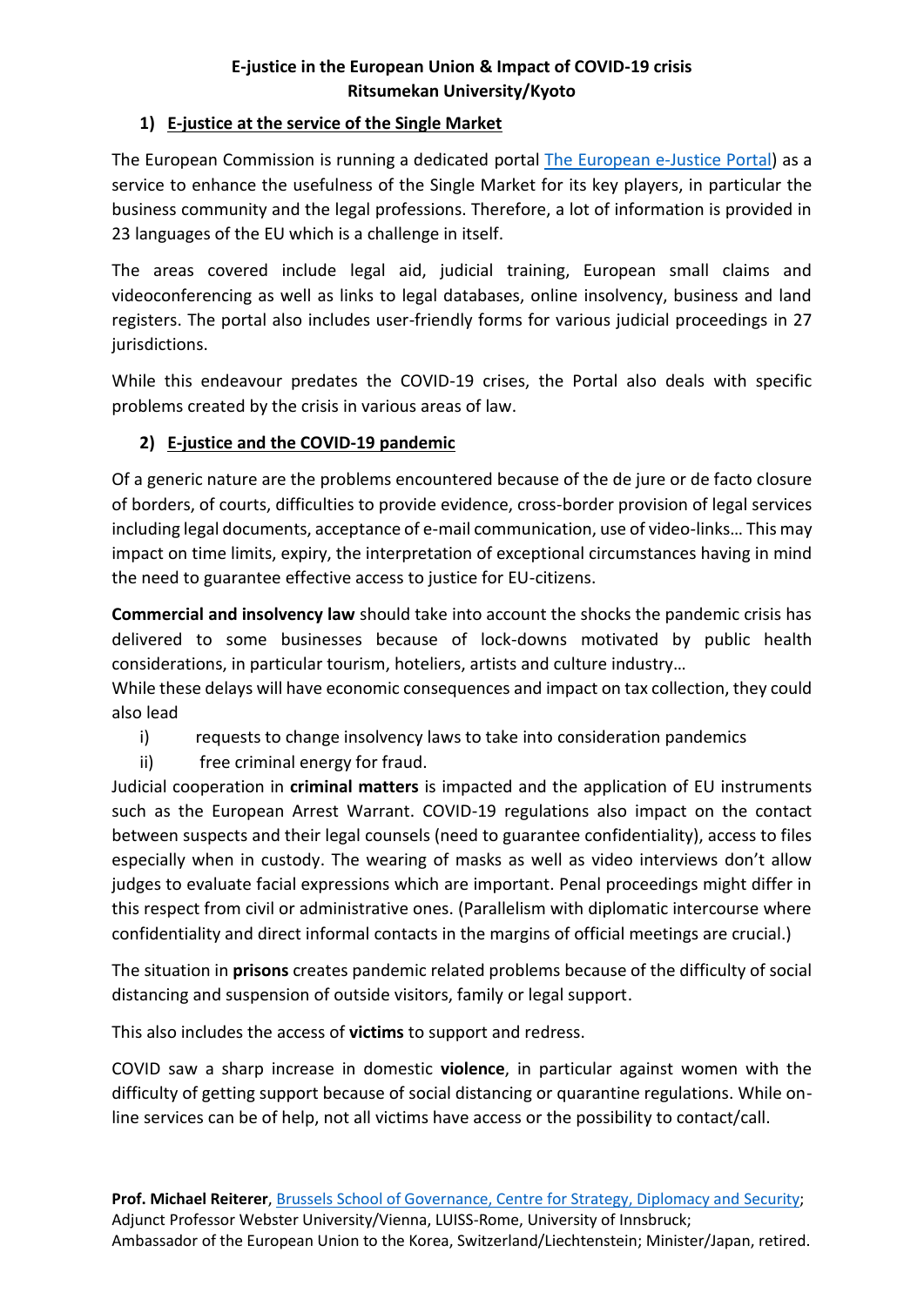**E-justice in the European Union & Impact of COVID-19 crisis**
**Ritsumekan University/Kyoto**

## 1) E-justice at the service of the Single Market

The European Commission is running a dedicated portal [The European e-Justice Portal](The European e-Justice Portal)) as a service to enhance the usefulness of the Single Market for its key players, in particular the business community and the legal professions. Therefore, a lot of information is provided in 23 languages of the EU which is a challenge in itself.

The areas covered include legal aid, judicial training, European small claims and videoconferencing as well as links to legal databases, online insolvency, business and land registers. The portal also includes user-friendly forms for various judicial proceedings in 27 jurisdictions.

While this endeavour predates the COVID-19 crises, the Portal also deals with specific problems created by the crisis in various areas of law.

## 2) E-justice and the COVID-19 pandemic

Of a generic nature are the problems encountered because of the de jure or de facto closure of borders, of courts, difficulties to provide evidence, cross-border provision of legal services including legal documents, acceptance of e-mail communication, use of video-links… This may impact on time limits, expiry, the interpretation of exceptional circumstances having in mind the need to guarantee effective access to justice for EU-citizens.

**Commercial and insolvency law** should take into account the shocks the pandemic crisis has delivered to some businesses because of lock-downs motivated by public health considerations, in particular tourism, hoteliers, artists and culture industry…
While these delays will have economic consequences and impact on tax collection, they could also lead

i) requests to change insolvency laws to take into consideration pandemics
ii) free criminal energy for fraud.

Judicial cooperation in **criminal matters** is impacted and the application of EU instruments such as the European Arrest Warrant. COVID-19 regulations also impact on the contact between suspects and their legal counsels (need to guarantee confidentiality), access to files especially when in custody. The wearing of masks as well as video interviews don't allow judges to evaluate facial expressions which are important. Penal proceedings might differ in this respect from civil or administrative ones. (Parallelism with diplomatic intercourse where confidentiality and direct informal contacts in the margins of official meetings are crucial.)

The situation in **prisons** creates pandemic related problems because of the difficulty of social distancing and suspension of outside visitors, family or legal support.

This also includes the access of **victims** to support and redress.

COVID saw a sharp increase in domestic **violence**, in particular against women with the difficulty of getting support because of social distancing or quarantine regulations. While on-line services can be of help, not all victims have access or the possibility to contact/call.

**Prof. Michael Reiterer**, Brussels School of Governance, Centre for Strategy, Diplomacy and Security;
Adjunct Professor Webster University/Vienna, LUISS-Rome, University of Innsbruck;
Ambassador of the European Union to the Korea, Switzerland/Liechtenstein; Minister/Japan, retired.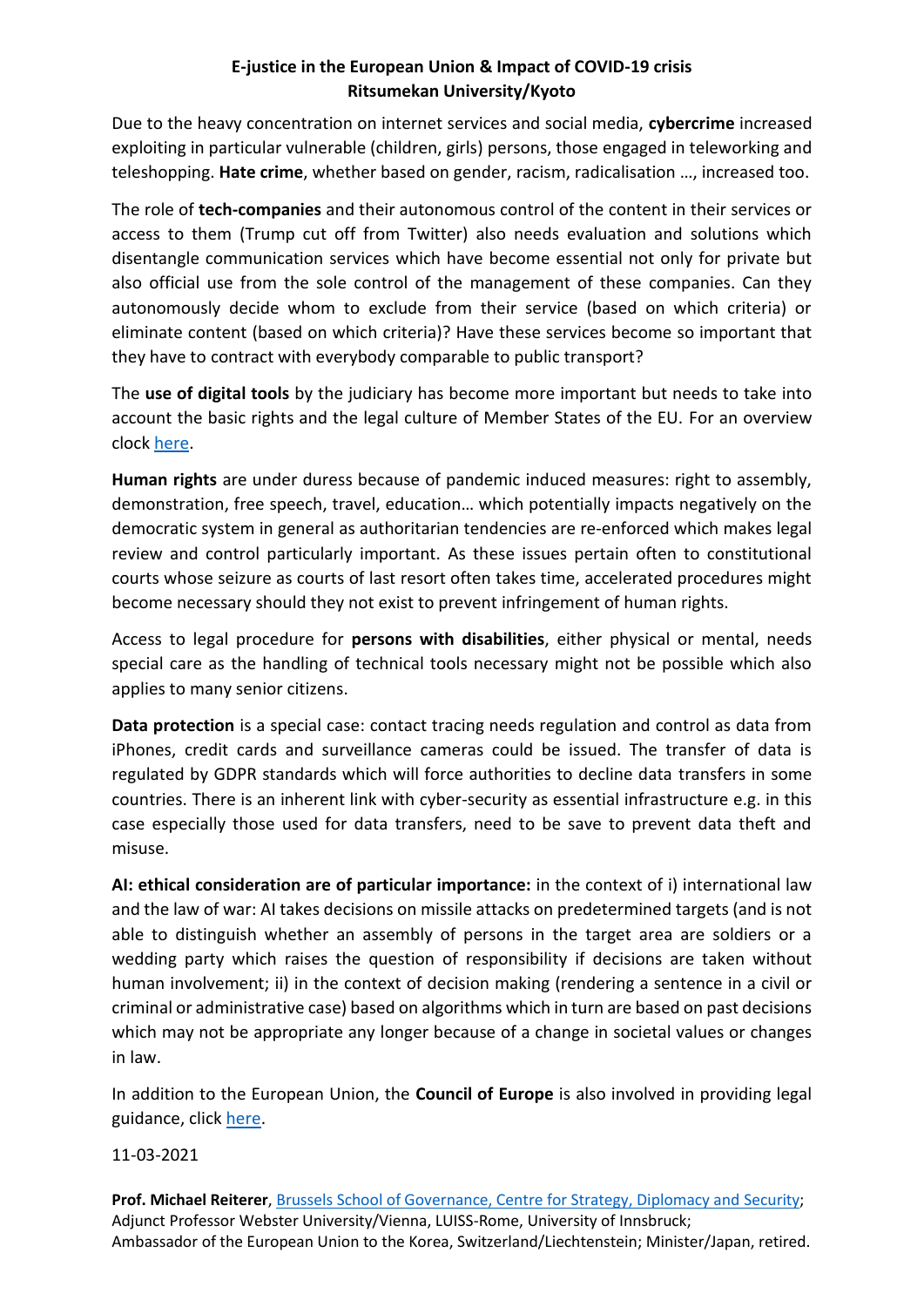**E-justice in the European Union & Impact of COVID-19 crisis**
**Ritsumekan University/Kyoto**

Due to the heavy concentration on internet services and social media, **cybercrime** increased exploiting in particular vulnerable (children, girls) persons, those engaged in teleworking and teleshopping. **Hate crime**, whether based on gender, racism, radicalisation …, increased too.

The role of **tech-companies** and their autonomous control of the content in their services or access to them (Trump cut off from Twitter) also needs evaluation and solutions which disentangle communication services which have become essential not only for private but also official use from the sole control of the management of these companies. Can they autonomously decide whom to exclude from their service (based on which criteria) or eliminate content (based on which criteria)? Have these services become so important that they have to contract with everybody comparable to public transport?

The **use of digital tools** by the judiciary has become more important but needs to take into account the basic rights and the legal culture of Member States of the EU. For an overview clock [here](#).

**Human rights** are under duress because of pandemic induced measures: right to assembly, demonstration, free speech, travel, education… which potentially impacts negatively on the democratic system in general as authoritarian tendencies are re-enforced which makes legal review and control particularly important. As these issues pertain often to constitutional courts whose seizure as courts of last resort often takes time, accelerated procedures might become necessary should they not exist to prevent infringement of human rights.

Access to legal procedure for **persons with disabilities**, either physical or mental, needs special care as the handling of technical tools necessary might not be possible which also applies to many senior citizens.

**Data protection** is a special case: contact tracing needs regulation and control as data from iPhones, credit cards and surveillance cameras could be issued. The transfer of data is regulated by GDPR standards which will force authorities to decline data transfers in some countries. There is an inherent link with cyber-security as essential infrastructure e.g. in this case especially those used for data transfers, need to be save to prevent data theft and misuse.

**AI: ethical consideration are of particular importance:** in the context of i) international law and the law of war: AI takes decisions on missile attacks on predetermined targets (and is not able to distinguish whether an assembly of persons in the target area are soldiers or a wedding party which raises the question of responsibility if decisions are taken without human involvement; ii) in the context of decision making (rendering a sentence in a civil or criminal or administrative case) based on algorithms which in turn are based on past decisions which may not be appropriate any longer because of a change in societal values or changes in law.

In addition to the European Union, the **Council of Europe** is also involved in providing legal guidance, click [here](#).

11-03-2021

**Prof. Michael Reiterer**, [Brussels School of Governance, Centre for Strategy, Diplomacy and Security](#);
Adjunct Professor Webster University/Vienna, LUISS-Rome, University of Innsbruck;
Ambassador of the European Union to the Korea, Switzerland/Liechtenstein; Minister/Japan, retired.